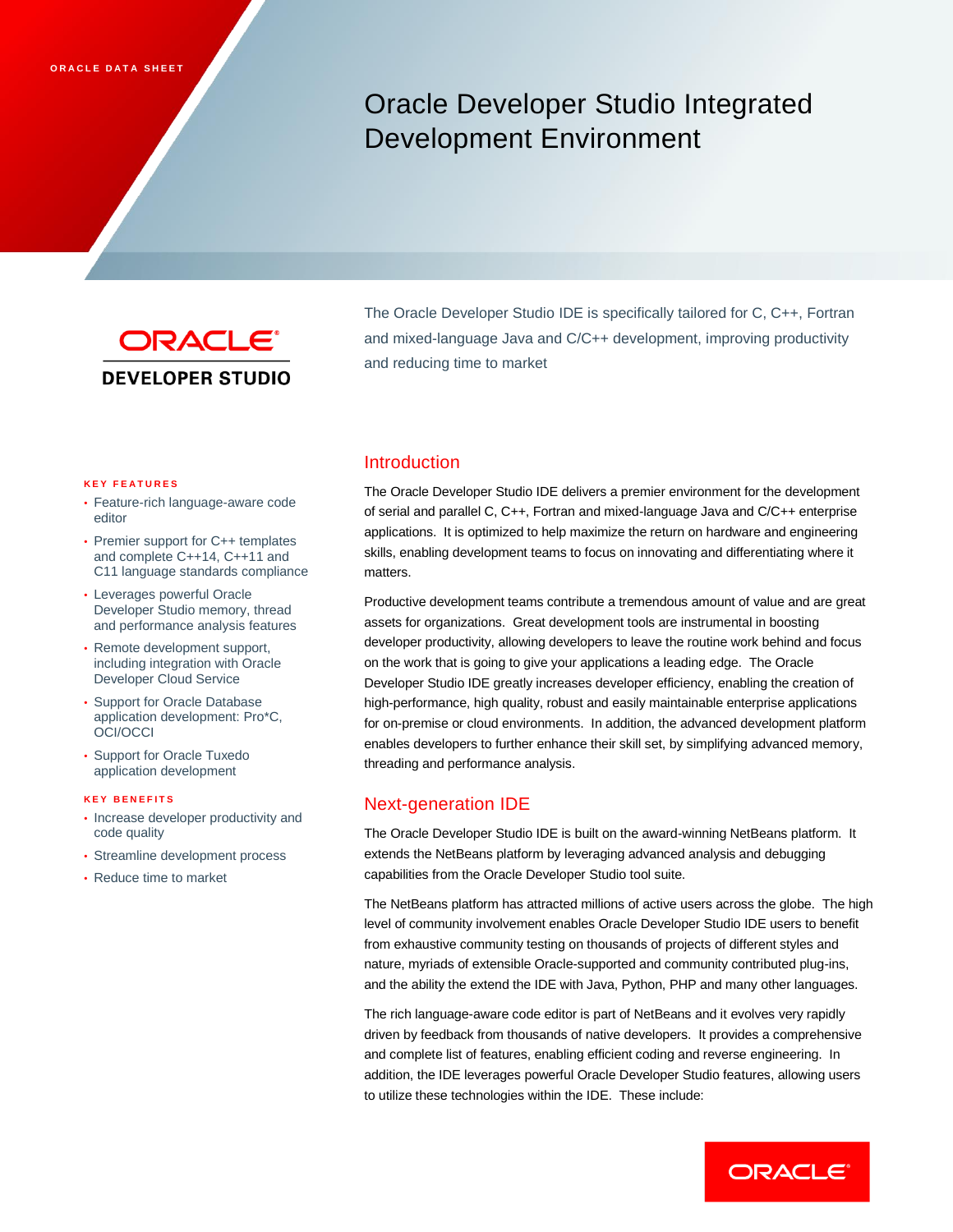ORACLE DATA SHEET

# Oracle Developer Studio Integrated Development Environment

ORACLE DEVELOPER STUDIO

The Oracle Developer Studio IDE is specifically tailored for C, C++, Fortran and mixed-language Java and C/C++ development, improving productivity and reducing time to market

**KEY FEATURES**

- Feature-rich language-aware code editor
- Premier support for C++ templates and complete C++14, C++11 and C11 language standards compliance
- Leverages powerful Oracle Developer Studio memory, thread and performance analysis features
- Remote development support, including integration with Oracle Developer Cloud Service
- Support for Oracle Database application development: Pro*C, OCI/OCCI
- Support for Oracle Tuxedo application development

**KEY BENEFITS**

- Increase developer productivity and code quality
- Streamline development process
- Reduce time to market

## Introduction

The Oracle Developer Studio IDE delivers a premier environment for the development of serial and parallel C, C++, Fortran and mixed-language Java and C/C++ enterprise applications. It is optimized to help maximize the return on hardware and engineering skills, enabling development teams to focus on innovating and differentiating where it matters.

Productive development teams contribute a tremendous amount of value and are great assets for organizations. Great development tools are instrumental in boosting developer productivity, allowing developers to leave the routine work behind and focus on the work that is going to give your applications a leading edge. The Oracle Developer Studio IDE greatly increases developer efficiency, enabling the creation of high-performance, high quality, robust and easily maintainable enterprise applications for on-premise or cloud environments. In addition, the advanced development platform enables developers to further enhance their skill set, by simplifying advanced memory, threading and performance analysis.

## Next-generation IDE

The Oracle Developer Studio IDE is built on the award-winning NetBeans platform. It extends the NetBeans platform by leveraging advanced analysis and debugging capabilities from the Oracle Developer Studio tool suite.

The NetBeans platform has attracted millions of active users across the globe. The high level of community involvement enables Oracle Developer Studio IDE users to benefit from exhaustive community testing on thousands of projects of different styles and nature, myriads of extensible Oracle-supported and community contributed plug-ins, and the ability the extend the IDE with Java, Python, PHP and many other languages.

The rich language-aware code editor is part of NetBeans and it evolves very rapidly driven by feedback from thousands of native developers. It provides a comprehensive and complete list of features, enabling efficient coding and reverse engineering. In addition, the IDE leverages powerful Oracle Developer Studio features, allowing users to utilize these technologies within the IDE. These include: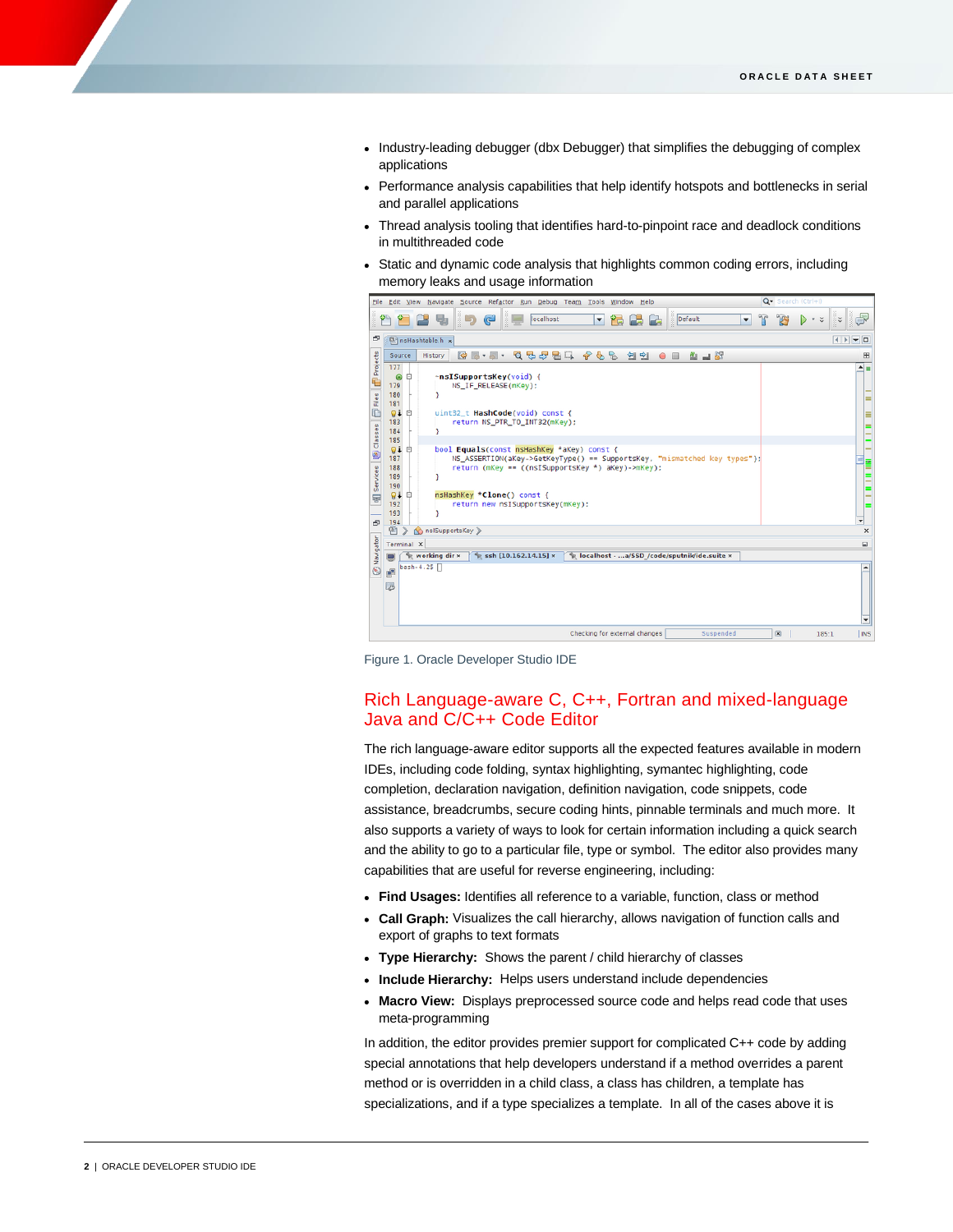- Industry-leading debugger (dbx Debugger) that simplifies the debugging of complex applications
- Performance analysis capabilities that help identify hotspots and bottlenecks in serial and parallel applications
- Thread analysis tooling that identifies hard-to-pinpoint race and deadlock conditions in multithreaded code
- Static and dynamic code analysis that highlights common coding errors, including memory leaks and usage information

Figure 1. Oracle Developer Studio IDE

## Rich Language-aware C, C++, Fortran and mixed-language Java and C/C++ Code Editor

The rich language-aware editor supports all the expected features available in modern IDEs, including code folding, syntax highlighting, symantec highlighting, code completion, declaration navigation, definition navigation, code snippets, code assistance, breadcrumbs, secure coding hints, pinnable terminals and much more. It also supports a variety of ways to look for certain information including a quick search and the ability to go to a particular file, type or symbol. The editor also provides many capabilities that are useful for reverse engineering, including:

- **Find Usages:** Identifies all reference to a variable, function, class or method
- **Call Graph:** Visualizes the call hierarchy, allows navigation of function calls and export of graphs to text formats
- **Type Hierarchy:** Shows the parent / child hierarchy of classes
- **Include Hierarchy:** Helps users understand include dependencies
- **Macro View:** Displays preprocessed source code and helps read code that uses meta-programming

In addition, the editor provides premier support for complicated C++ code by adding special annotations that help developers understand if a method overrides a parent method or is overridden in a child class, a class has children, a template has specializations, and if a type specializes a template. In all of the cases above it is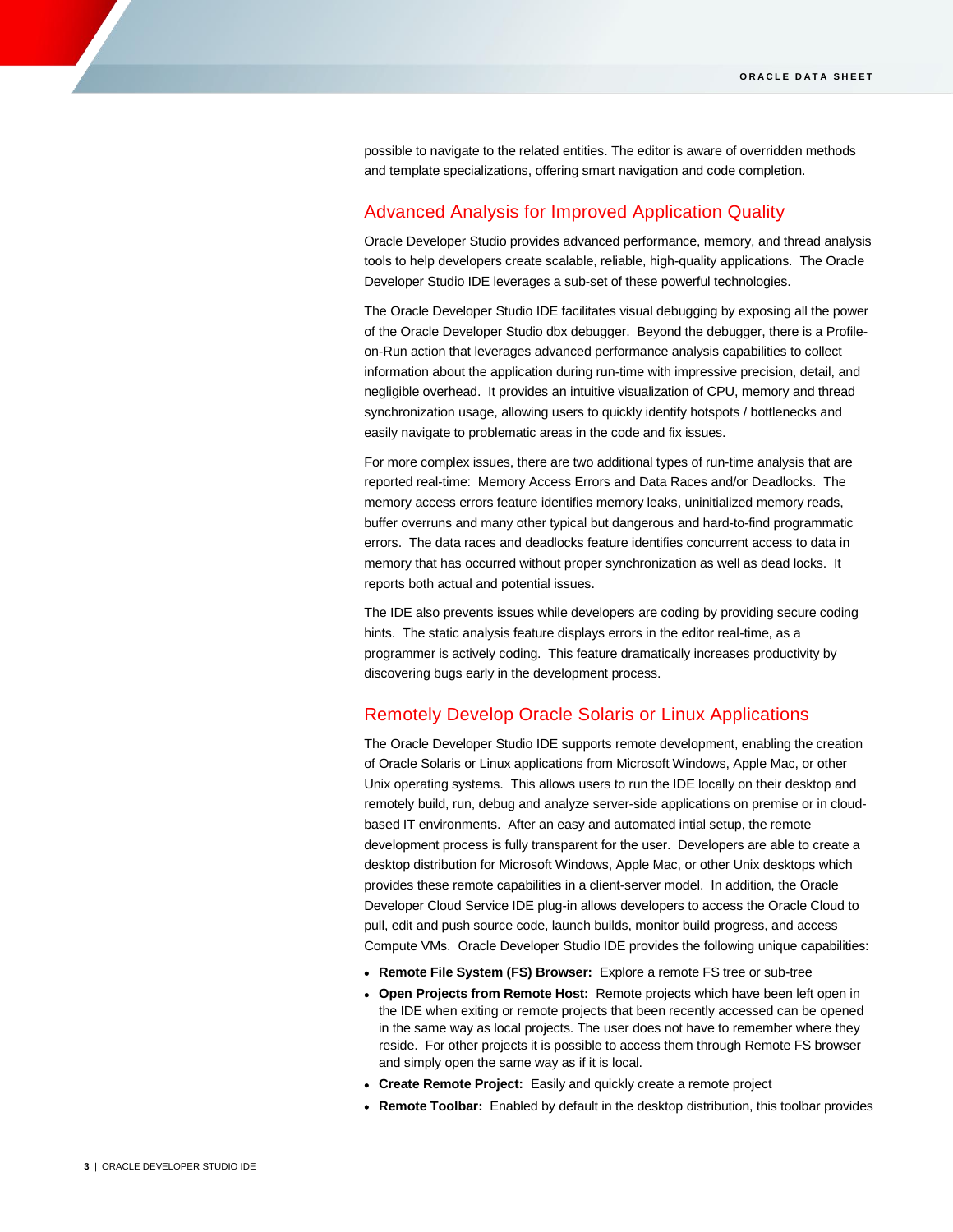possible to navigate to the related entities. The editor is aware of overridden methods and template specializations, offering smart navigation and code completion.

## Advanced Analysis for Improved Application Quality

Oracle Developer Studio provides advanced performance, memory, and thread analysis tools to help developers create scalable, reliable, high-quality applications. The Oracle Developer Studio IDE leverages a sub-set of these powerful technologies.

The Oracle Developer Studio IDE facilitates visual debugging by exposing all the power of the Oracle Developer Studio dbx debugger. Beyond the debugger, there is a Profile-on-Run action that leverages advanced performance analysis capabilities to collect information about the application during run-time with impressive precision, detail, and negligible overhead. It provides an intuitive visualization of CPU, memory and thread synchronization usage, allowing users to quickly identify hotspots / bottlenecks and easily navigate to problematic areas in the code and fix issues.

For more complex issues, there are two additional types of run-time analysis that are reported real-time: Memory Access Errors and Data Races and/or Deadlocks. The memory access errors feature identifies memory leaks, uninitialized memory reads, buffer overruns and many other typical but dangerous and hard-to-find programmatic errors. The data races and deadlocks feature identifies concurrent access to data in memory that has occurred without proper synchronization as well as dead locks. It reports both actual and potential issues.

The IDE also prevents issues while developers are coding by providing secure coding hints. The static analysis feature displays errors in the editor real-time, as a programmer is actively coding. This feature dramatically increases productivity by discovering bugs early in the development process.

## Remotely Develop Oracle Solaris or Linux Applications

The Oracle Developer Studio IDE supports remote development, enabling the creation of Oracle Solaris or Linux applications from Microsoft Windows, Apple Mac, or other Unix operating systems. This allows users to run the IDE locally on their desktop and remotely build, run, debug and analyze server-side applications on premise or in cloud-based IT environments. After an easy and automated intial setup, the remote development process is fully transparent for the user. Developers are able to create a desktop distribution for Microsoft Windows, Apple Mac, or other Unix desktops which provides these remote capabilities in a client-server model. In addition, the Oracle Developer Cloud Service IDE plug-in allows developers to access the Oracle Cloud to pull, edit and push source code, launch builds, monitor build progress, and access Compute VMs. Oracle Developer Studio IDE provides the following unique capabilities:

- **Remote File System (FS) Browser:** Explore a remote FS tree or sub-tree
- **Open Projects from Remote Host:** Remote projects which have been left open in the IDE when exiting or remote projects that been recently accessed can be opened in the same way as local projects. The user does not have to remember where they reside. For other projects it is possible to access them through Remote FS browser and simply open the same way as if it is local.
- **Create Remote Project:** Easily and quickly create a remote project
- **Remote Toolbar:** Enabled by default in the desktop distribution, this toolbar provides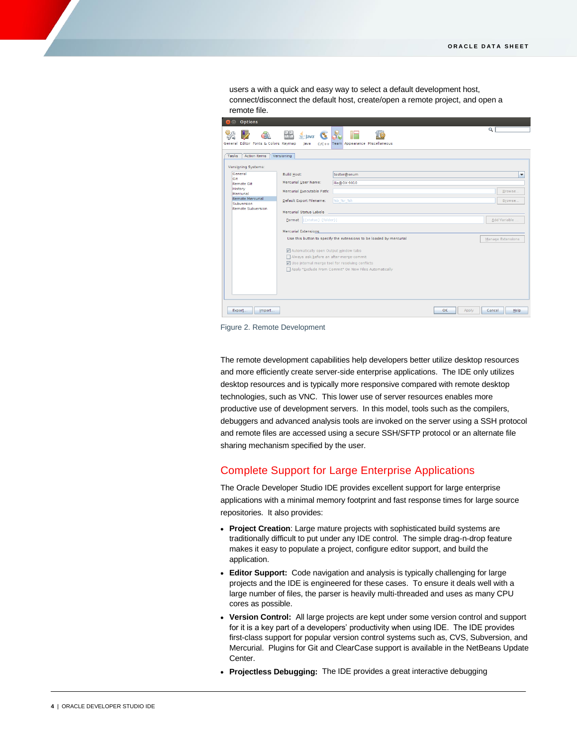users a with a quick and easy way to select a default development host, connect/disconnect the default host, create/open a remote project, and open a remote file.

Figure 2. Remote Development

The remote development capabilities help developers better utilize desktop resources and more efficiently create server-side enterprise applications. The IDE only utilizes desktop resources and is typically more responsive compared with remote desktop technologies, such as VNC. This lower use of server resources enables more productive use of development servers. In this model, tools such as the compilers, debuggers and advanced analysis tools are invoked on the server using a SSH protocol and remote files are accessed using a secure SSH/SFTP protocol or an alternate file sharing mechanism specified by the user.

## Complete Support for Large Enterprise Applications

The Oracle Developer Studio IDE provides excellent support for large enterprise applications with a minimal memory footprint and fast response times for large source repositories. It also provides:

- **Project Creation**: Large mature projects with sophisticated build systems are traditionally difficult to put under any IDE control. The simple drag-n-drop feature makes it easy to populate a project, configure editor support, and build the application.
- **Editor Support:** Code navigation and analysis is typically challenging for large projects and the IDE is engineered for these cases. To ensure it deals well with a large number of files, the parser is heavily multi-threaded and uses as many CPU cores as possible.
- **Version Control:** All large projects are kept under some version control and support for it is a key part of a developers' productivity when using IDE. The IDE provides first-class support for popular version control systems such as, CVS, Subversion, and Mercurial. Plugins for Git and ClearCase support is available in the NetBeans Update Center.
- **Projectless Debugging:** The IDE provides a great interactive debugging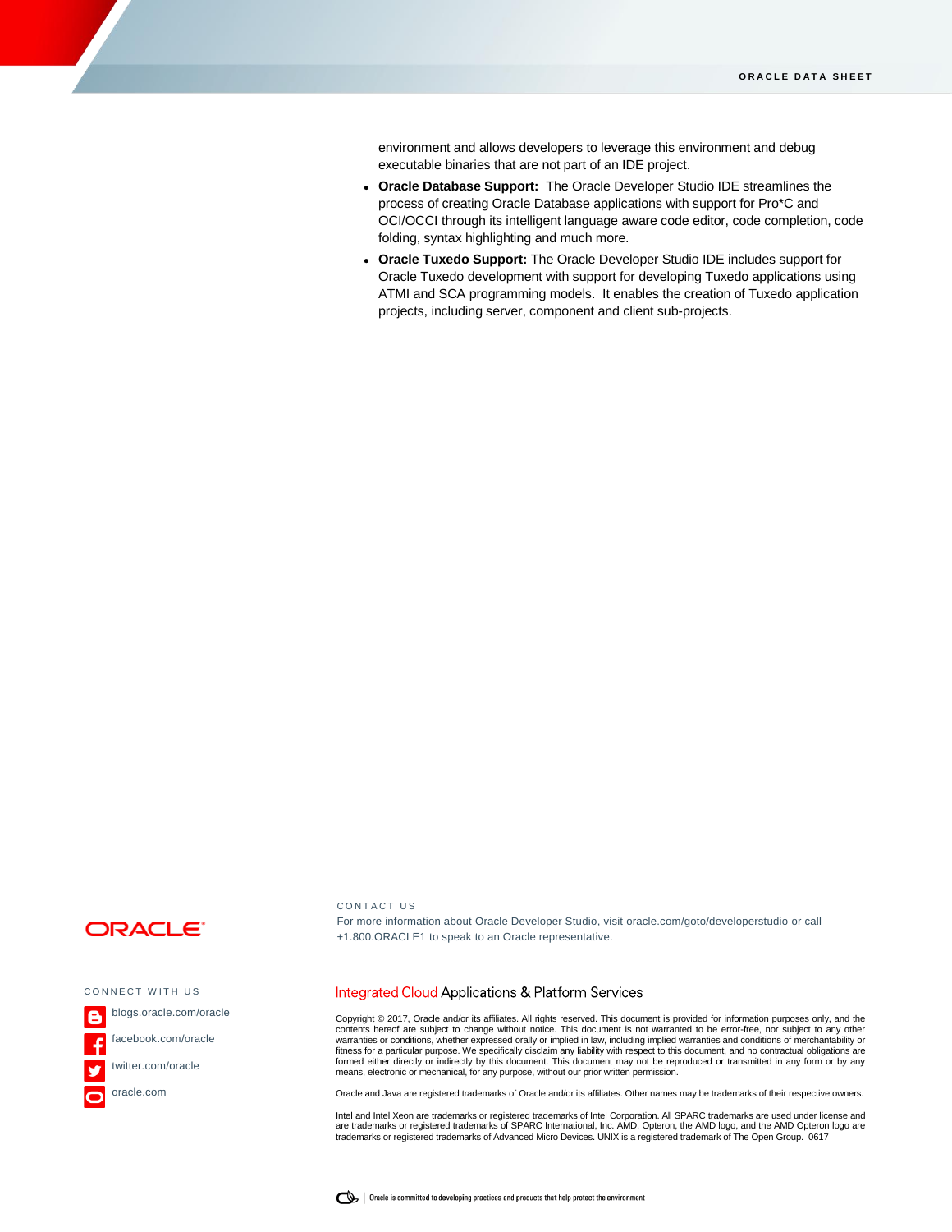environment and allows developers to leverage this environment and debug executable binaries that are not part of an IDE project.

- **Oracle Database Support:** The Oracle Developer Studio IDE streamlines the process of creating Oracle Database applications with support for Pro*C and OCI/OCCI through its intelligent language aware code editor, code completion, code folding, syntax highlighting and much more.
- **Oracle Tuxedo Support:** The Oracle Developer Studio IDE includes support for Oracle Tuxedo development with support for developing Tuxedo applications using ATMI and SCA programming models. It enables the creation of Tuxedo application projects, including server, component and client sub-projects.

ORACLE

CONTACT US

For more information about Oracle Developer Studio, visit oracle.com/goto/developerstudio or call +1.800.ORACLE1 to speak to an Oracle representative.

CONNECT WITH US

blogs.oracle.com/oracle

facebook.com/oracle

twitter.com/oracle

oracle.com

Integrated Cloud Applications & Platform Services

Copyright © 2017, Oracle and/or its affiliates. All rights reserved. This document is provided for information purposes only, and the contents hereof are subject to change without notice. This document is not warranted to be error-free, nor subject to any other warranties or conditions, whether expressed orally or implied in law, including implied warranties and conditions of merchantability or fitness for a particular purpose. We specifically disclaim any liability with respect to this document, and no contractual obligations are formed either directly or indirectly by this document. This document may not be reproduced or transmitted in any form or by any means, electronic or mechanical, for any purpose, without our prior written permission.

Oracle and Java are registered trademarks of Oracle and/or its affiliates. Other names may be trademarks of their respective owners.

Intel and Intel Xeon are trademarks or registered trademarks of Intel Corporation. All SPARC trademarks are used under license and are trademarks or registered trademarks of SPARC International, Inc. AMD, Opteron, the AMD logo, and the AMD Opteron logo are trademarks or registered trademarks of Advanced Micro Devices. UNIX is a registered trademark of The Open Group. 0617

Oracle is committed to developing practices and products that help protect the environment